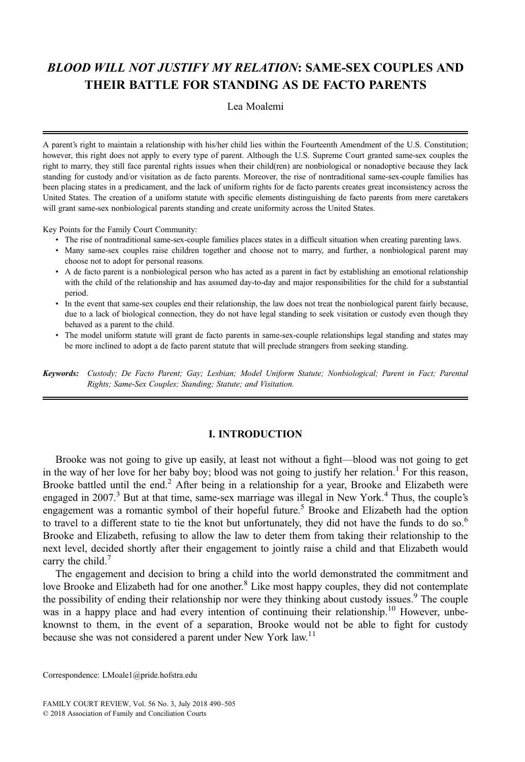# *BLOOD WILL NOT JUSTIFY MY RELATION*: SAME-SEX COUPLES AND THEIR BATTLE FOR STANDING AS DE FACTO PARENTS

Lea Moalemi

A parent's right to maintain a relationship with his/her child lies within the Fourteenth Amendment of the U.S. Constitution; however, this right does not apply to every type of parent. Although the U.S. Supreme Court granted same-sex couples the right to marry, they still face parental rights issues when their child(ren) are nonbiological or nonadoptive because they lack standing for custody and/or visitation as de facto parents. Moreover, the rise of nontraditional same-sex-couple families has been placing states in a predicament, and the lack of uniform rights for de facto parents creates great inconsistency across the United States. The creation of a uniform statute with specific elements distinguishing de facto parents from mere caretakers will grant same-sex nonbiological parents standing and create uniformity across the United States.

Key Points for the Family Court Community:

- The rise of nontraditional same-sex-couple families places states in a difficult situation when creating parenting laws.
- Many same-sex couples raise children together and choose not to marry, and further, a nonbiological parent may choose not to adopt for personal reasons.
- A de facto parent is a nonbiological person who has acted as a parent in fact by establishing an emotional relationship with the child of the relationship and has assumed day-to-day and major responsibilities for the child for a substantial period.
- In the event that same-sex couples end their relationship, the law does not treat the nonbiological parent fairly because, due to a lack of biological connection, they do not have legal standing to seek visitation or custody even though they behaved as a parent to the child.
- The model uniform statute will grant de facto parents in same-sex-couple relationships legal standing and states may be more inclined to adopt a de facto parent statute that will preclude strangers from seeking standing.

***Keywords:*** *Custody; De Facto Parent; Gay; Lesbian; Model Uniform Statute; Nonbiological; Parent in Fact; Parental Rights; Same-Sex Couples; Standing; Statute; and Visitation.*

## I. INTRODUCTION

Brooke was not going to give up easily, at least not without a fight—blood was not going to get in the way of her love for her baby boy; blood was not going to justify her relation.[1] For this reason, Brooke battled until the end.[2] After being in a relationship for a year, Brooke and Elizabeth were engaged in 2007.[3] But at that time, same-sex marriage was illegal in New York.[4] Thus, the couple's engagement was a romantic symbol of their hopeful future.[5] Brooke and Elizabeth had the option to travel to a different state to tie the knot but unfortunately, they did not have the funds to do so.[6] Brooke and Elizabeth, refusing to allow the law to deter them from taking their relationship to the next level, decided shortly after their engagement to jointly raise a child and that Elizabeth would carry the child.[7]

The engagement and decision to bring a child into the world demonstrated the commitment and love Brooke and Elizabeth had for one another.[8] Like most happy couples, they did not contemplate the possibility of ending their relationship nor were they thinking about custody issues.[9] The couple was in a happy place and had every intention of continuing their relationship.[10] However, unbeknownst to them, in the event of a separation, Brooke would not be able to fight for custody because she was not considered a parent under New York law.[11]

Correspondence: LMoale1@pride.hofstra.edu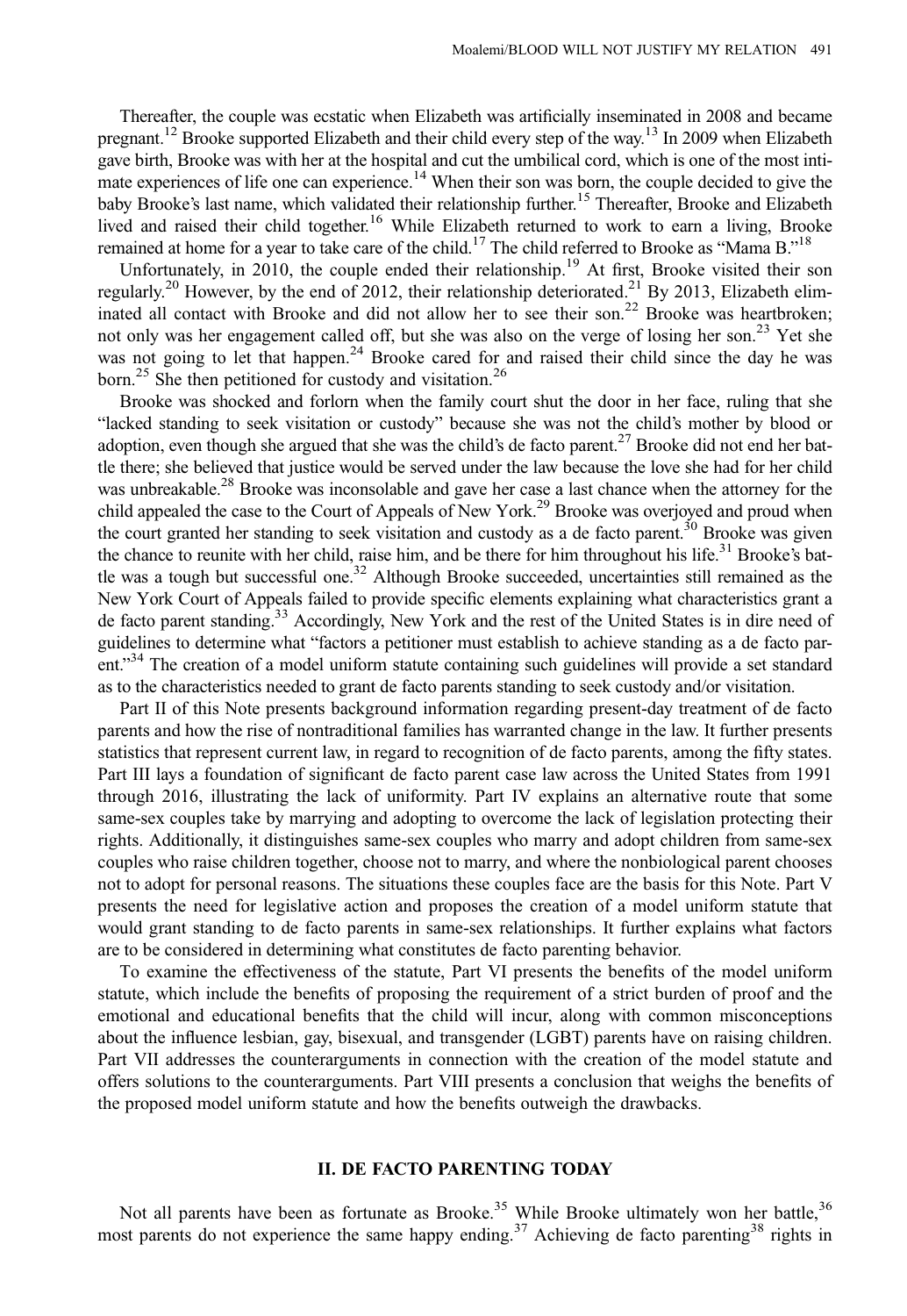Thereafter, the couple was ecstatic when Elizabeth was artificially inseminated in 2008 and became pregnant.[12] Brooke supported Elizabeth and their child every step of the way.[13] In 2009 when Elizabeth gave birth, Brooke was with her at the hospital and cut the umbilical cord, which is one of the most intimate experiences of life one can experience.[14] When their son was born, the couple decided to give the baby Brooke's last name, which validated their relationship further.[15] Thereafter, Brooke and Elizabeth lived and raised their child together.[16] While Elizabeth returned to work to earn a living, Brooke remained at home for a year to take care of the child.[17] The child referred to Brooke as "Mama B."[18]

Unfortunately, in 2010, the couple ended their relationship.[19] At first, Brooke visited their son regularly.[20] However, by the end of 2012, their relationship deteriorated.[21] By 2013, Elizabeth eliminated all contact with Brooke and did not allow her to see their son.[22] Brooke was heartbroken; not only was her engagement called off, but she was also on the verge of losing her son.[23] Yet she was not going to let that happen.[24] Brooke cared for and raised their child since the day he was born.[25] She then petitioned for custody and visitation.[26]

Brooke was shocked and forlorn when the family court shut the door in her face, ruling that she "lacked standing to seek visitation or custody" because she was not the child's mother by blood or adoption, even though she argued that she was the child's de facto parent.[27] Brooke did not end her battle there; she believed that justice would be served under the law because the love she had for her child was unbreakable.[28] Brooke was inconsolable and gave her case a last chance when the attorney for the child appealed the case to the Court of Appeals of New York.[29] Brooke was overjoyed and proud when the court granted her standing to seek visitation and custody as a de facto parent.[30] Brooke was given the chance to reunite with her child, raise him, and be there for him throughout his life.[31] Brooke's battle was a tough but successful one.[32] Although Brooke succeeded, uncertainties still remained as the New York Court of Appeals failed to provide specific elements explaining what characteristics grant a de facto parent standing.[33] Accordingly, New York and the rest of the United States is in dire need of guidelines to determine what "factors a petitioner must establish to achieve standing as a de facto parent."[34] The creation of a model uniform statute containing such guidelines will provide a set standard as to the characteristics needed to grant de facto parents standing to seek custody and/or visitation.

Part II of this Note presents background information regarding present-day treatment of de facto parents and how the rise of nontraditional families has warranted change in the law. It further presents statistics that represent current law, in regard to recognition of de facto parents, among the fifty states. Part III lays a foundation of significant de facto parent case law across the United States from 1991 through 2016, illustrating the lack of uniformity. Part IV explains an alternative route that some same-sex couples take by marrying and adopting to overcome the lack of legislation protecting their rights. Additionally, it distinguishes same-sex couples who marry and adopt children from same-sex couples who raise children together, choose not to marry, and where the nonbiological parent chooses not to adopt for personal reasons. The situations these couples face are the basis for this Note. Part V presents the need for legislative action and proposes the creation of a model uniform statute that would grant standing to de facto parents in same-sex relationships. It further explains what factors are to be considered in determining what constitutes de facto parenting behavior.

To examine the effectiveness of the statute, Part VI presents the benefits of the model uniform statute, which include the benefits of proposing the requirement of a strict burden of proof and the emotional and educational benefits that the child will incur, along with common misconceptions about the influence lesbian, gay, bisexual, and transgender (LGBT) parents have on raising children. Part VII addresses the counterarguments in connection with the creation of the model statute and offers solutions to the counterarguments. Part VIII presents a conclusion that weighs the benefits of the proposed model uniform statute and how the benefits outweigh the drawbacks.

## II. DE FACTO PARENTING TODAY

Not all parents have been as fortunate as Brooke.[35] While Brooke ultimately won her battle,[36] most parents do not experience the same happy ending.[37] Achieving de facto parenting[38] rights in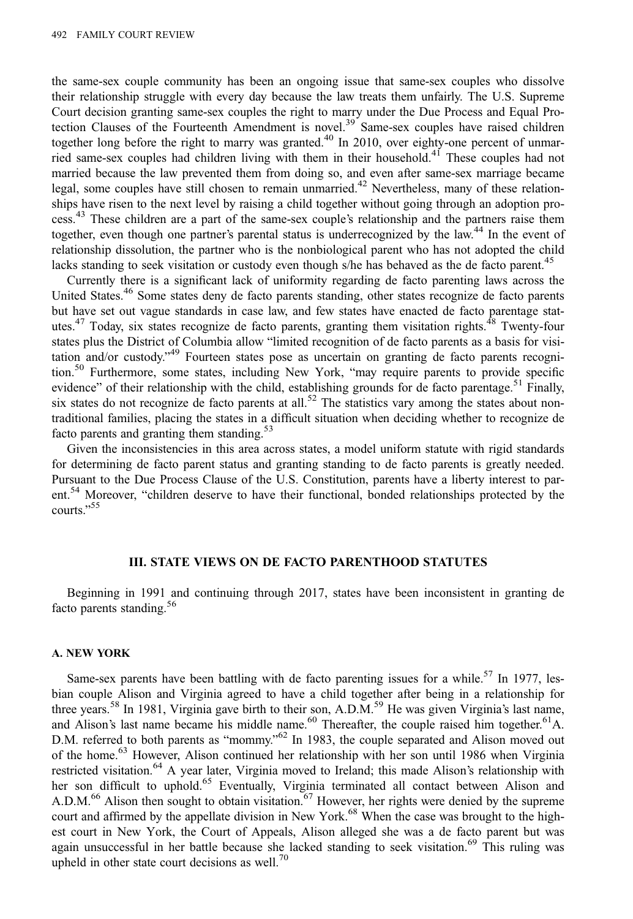the same-sex couple community has been an ongoing issue that same-sex couples who dissolve their relationship struggle with every day because the law treats them unfairly. The U.S. Supreme Court decision granting same-sex couples the right to marry under the Due Process and Equal Protection Clauses of the Fourteenth Amendment is novel.[39] Same-sex couples have raised children together long before the right to marry was granted.[40] In 2010, over eighty-one percent of unmarried same-sex couples had children living with them in their household.[41] These couples had not married because the law prevented them from doing so, and even after same-sex marriage became legal, some couples have still chosen to remain unmarried.[42] Nevertheless, many of these relationships have risen to the next level by raising a child together without going through an adoption process.[43] These children are a part of the same-sex couple's relationship and the partners raise them together, even though one partner's parental status is underrecognized by the law.[44] In the event of relationship dissolution, the partner who is the nonbiological parent who has not adopted the child lacks standing to seek visitation or custody even though s/he has behaved as the de facto parent.[45]

Currently there is a significant lack of uniformity regarding de facto parenting laws across the United States.[46] Some states deny de facto parents standing, other states recognize de facto parents but have set out vague standards in case law, and few states have enacted de facto parentage statutes.[47] Today, six states recognize de facto parents, granting them visitation rights.[48] Twenty-four states plus the District of Columbia allow "limited recognition of de facto parents as a basis for visitation and/or custody."[49] Fourteen states pose as uncertain on granting de facto parents recognition.[50] Furthermore, some states, including New York, "may require parents to provide specific evidence" of their relationship with the child, establishing grounds for de facto parentage.[51] Finally, six states do not recognize de facto parents at all.[52] The statistics vary among the states about nontraditional families, placing the states in a difficult situation when deciding whether to recognize de facto parents and granting them standing.[53]

Given the inconsistencies in this area across states, a model uniform statute with rigid standards for determining de facto parent status and granting standing to de facto parents is greatly needed. Pursuant to the Due Process Clause of the U.S. Constitution, parents have a liberty interest to parent.[54] Moreover, "children deserve to have their functional, bonded relationships protected by the courts."[55]

## III. STATE VIEWS ON DE FACTO PARENTHOOD STATUTES

Beginning in 1991 and continuing through 2017, states have been inconsistent in granting de facto parents standing.[56]

### A. NEW YORK

Same-sex parents have been battling with de facto parenting issues for a while.[57] In 1977, lesbian couple Alison and Virginia agreed to have a child together after being in a relationship for three years.[58] In 1981, Virginia gave birth to their son, A.D.M.[59] He was given Virginia's last name, and Alison's last name became his middle name.[60] Thereafter, the couple raised him together.[61] A.D.M. referred to both parents as "mommy."[62] In 1983, the couple separated and Alison moved out of the home.[63] However, Alison continued her relationship with her son until 1986 when Virginia restricted visitation.[64] A year later, Virginia moved to Ireland; this made Alison's relationship with her son difficult to uphold.[65] Eventually, Virginia terminated all contact between Alison and A.D.M.[66] Alison then sought to obtain visitation.[67] However, her rights were denied by the supreme court and affirmed by the appellate division in New York.[68] When the case was brought to the highest court in New York, the Court of Appeals, Alison alleged she was a de facto parent but was again unsuccessful in her battle because she lacked standing to seek visitation.[69] This ruling was upheld in other state court decisions as well.[70]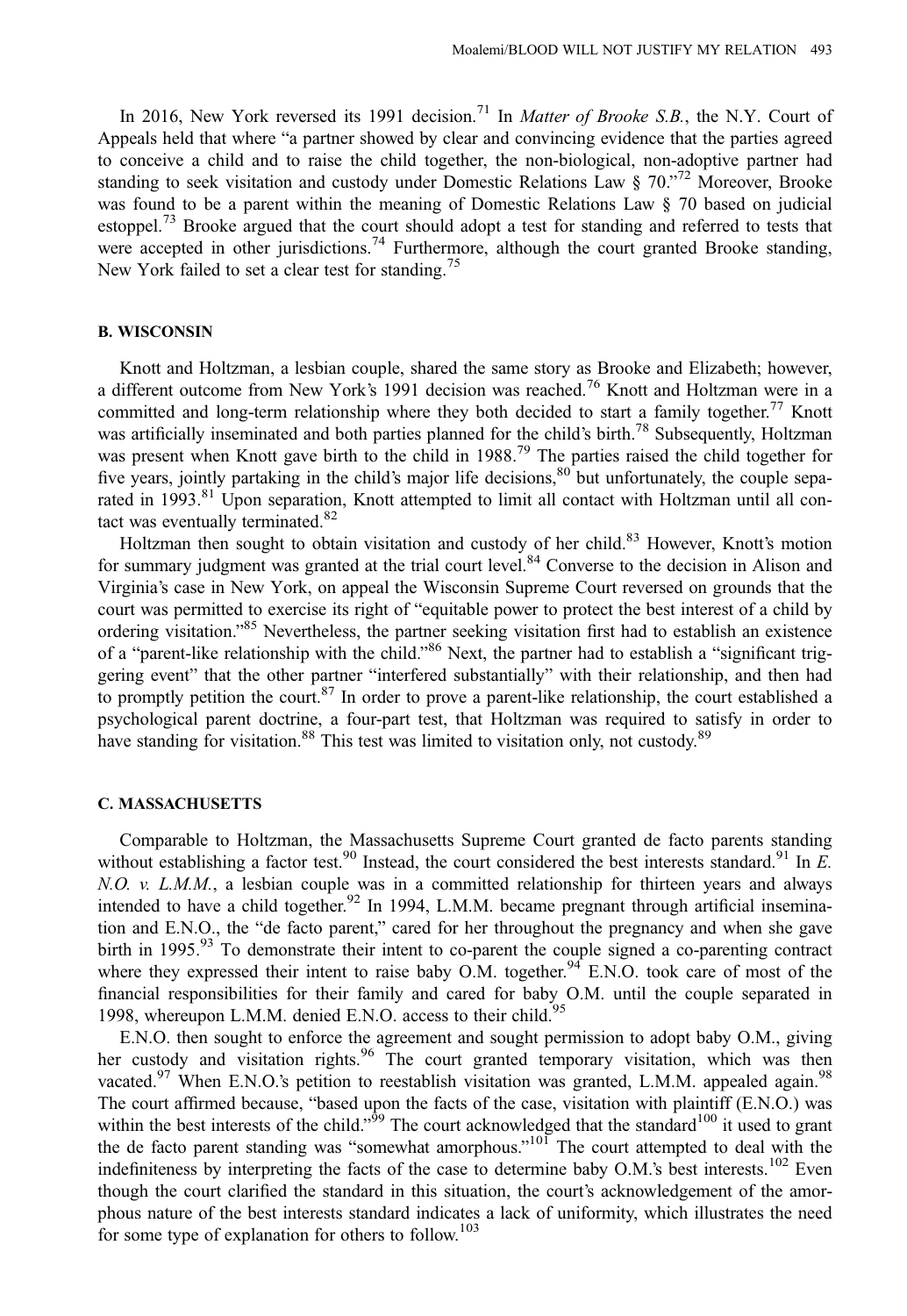In 2016, New York reversed its 1991 decision.[71] In *Matter of Brooke S.B.*, the N.Y. Court of Appeals held that where "a partner showed by clear and convincing evidence that the parties agreed to conceive a child and to raise the child together, the non-biological, non-adoptive partner had standing to seek visitation and custody under Domestic Relations Law § 70."[72] Moreover, Brooke was found to be a parent within the meaning of Domestic Relations Law § 70 based on judicial estoppel.[73] Brooke argued that the court should adopt a test for standing and referred to tests that were accepted in other jurisdictions.[74] Furthermore, although the court granted Brooke standing, New York failed to set a clear test for standing.[75]

### B. WISCONSIN

Knott and Holtzman, a lesbian couple, shared the same story as Brooke and Elizabeth; however, a different outcome from New York's 1991 decision was reached.[76] Knott and Holtzman were in a committed and long-term relationship where they both decided to start a family together.[77] Knott was artificially inseminated and both parties planned for the child's birth.[78] Subsequently, Holtzman was present when Knott gave birth to the child in 1988.[79] The parties raised the child together for five years, jointly partaking in the child's major life decisions,[80] but unfortunately, the couple separated in 1993.[81] Upon separation, Knott attempted to limit all contact with Holtzman until all contact was eventually terminated.[82]

Holtzman then sought to obtain visitation and custody of her child.[83] However, Knott's motion for summary judgment was granted at the trial court level.[84] Converse to the decision in Alison and Virginia's case in New York, on appeal the Wisconsin Supreme Court reversed on grounds that the court was permitted to exercise its right of "equitable power to protect the best interest of a child by ordering visitation."[85] Nevertheless, the partner seeking visitation first had to establish an existence of a "parent-like relationship with the child."[86] Next, the partner had to establish a "significant triggering event" that the other partner "interfered substantially" with their relationship, and then had to promptly petition the court.[87] In order to prove a parent-like relationship, the court established a psychological parent doctrine, a four-part test, that Holtzman was required to satisfy in order to have standing for visitation.[88] This test was limited to visitation only, not custody.[89]

### C. MASSACHUSETTS

Comparable to Holtzman, the Massachusetts Supreme Court granted de facto parents standing without establishing a factor test.[90] Instead, the court considered the best interests standard.[91] In *E. N.O. v. L.M.M.*, a lesbian couple was in a committed relationship for thirteen years and always intended to have a child together.[92] In 1994, L.M.M. became pregnant through artificial insemination and E.N.O., the "de facto parent," cared for her throughout the pregnancy and when she gave birth in 1995.[93] To demonstrate their intent to co-parent the couple signed a co-parenting contract where they expressed their intent to raise baby O.M. together.[94] E.N.O. took care of most of the financial responsibilities for their family and cared for baby O.M. until the couple separated in 1998, whereupon L.M.M. denied E.N.O. access to their child.[95]

E.N.O. then sought to enforce the agreement and sought permission to adopt baby O.M., giving her custody and visitation rights.[96] The court granted temporary visitation, which was then vacated.[97] When E.N.O.'s petition to reestablish visitation was granted, L.M.M. appealed again.[98] The court affirmed because, "based upon the facts of the case, visitation with plaintiff (E.N.O.) was within the best interests of the child."[99] The court acknowledged that the standard[100] it used to grant the de facto parent standing was "somewhat amorphous."[101] The court attempted to deal with the indefiniteness by interpreting the facts of the case to determine baby O.M.'s best interests.[102] Even though the court clarified the standard in this situation, the court's acknowledgement of the amorphous nature of the best interests standard indicates a lack of uniformity, which illustrates the need for some type of explanation for others to follow.[103]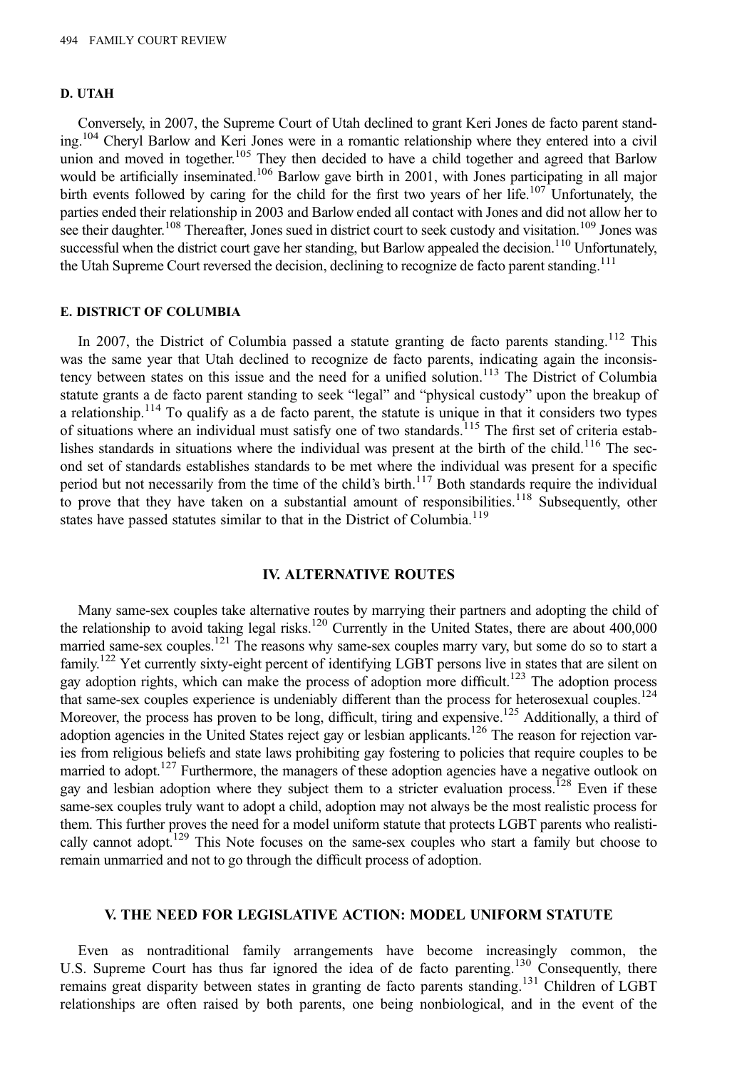### D. UTAH

Conversely, in 2007, the Supreme Court of Utah declined to grant Keri Jones de facto parent standing.[104] Cheryl Barlow and Keri Jones were in a romantic relationship where they entered into a civil union and moved in together.[105] They then decided to have a child together and agreed that Barlow would be artificially inseminated.[106] Barlow gave birth in 2001, with Jones participating in all major birth events followed by caring for the child for the first two years of her life.[107] Unfortunately, the parties ended their relationship in 2003 and Barlow ended all contact with Jones and did not allow her to see their daughter.[108] Thereafter, Jones sued in district court to seek custody and visitation.[109] Jones was successful when the district court gave her standing, but Barlow appealed the decision.[110] Unfortunately, the Utah Supreme Court reversed the decision, declining to recognize de facto parent standing.[111]

### E. DISTRICT OF COLUMBIA

In 2007, the District of Columbia passed a statute granting de facto parents standing.[112] This was the same year that Utah declined to recognize de facto parents, indicating again the inconsistency between states on this issue and the need for a unified solution.[113] The District of Columbia statute grants a de facto parent standing to seek "legal" and "physical custody" upon the breakup of a relationship.[114] To qualify as a de facto parent, the statute is unique in that it considers two types of situations where an individual must satisfy one of two standards.[115] The first set of criteria establishes standards in situations where the individual was present at the birth of the child.[116] The second set of standards establishes standards to be met where the individual was present for a specific period but not necessarily from the time of the child's birth.[117] Both standards require the individual to prove that they have taken on a substantial amount of responsibilities.[118] Subsequently, other states have passed statutes similar to that in the District of Columbia.[119]

## IV. ALTERNATIVE ROUTES

Many same-sex couples take alternative routes by marrying their partners and adopting the child of the relationship to avoid taking legal risks.[120] Currently in the United States, there are about 400,000 married same-sex couples.[121] The reasons why same-sex couples marry vary, but some do so to start a family.[122] Yet currently sixty-eight percent of identifying LGBT persons live in states that are silent on gay adoption rights, which can make the process of adoption more difficult.[123] The adoption process that same-sex couples experience is undeniably different than the process for heterosexual couples.[124] Moreover, the process has proven to be long, difficult, tiring and expensive.[125] Additionally, a third of adoption agencies in the United States reject gay or lesbian applicants.[126] The reason for rejection varies from religious beliefs and state laws prohibiting gay fostering to policies that require couples to be married to adopt.[127] Furthermore, the managers of these adoption agencies have a negative outlook on gay and lesbian adoption where they subject them to a stricter evaluation process.[128] Even if these same-sex couples truly want to adopt a child, adoption may not always be the most realistic process for them. This further proves the need for a model uniform statute that protects LGBT parents who realistically cannot adopt.[129] This Note focuses on the same-sex couples who start a family but choose to remain unmarried and not to go through the difficult process of adoption.

## V. THE NEED FOR LEGISLATIVE ACTION: MODEL UNIFORM STATUTE

Even as nontraditional family arrangements have become increasingly common, the U.S. Supreme Court has thus far ignored the idea of de facto parenting.[130] Consequently, there remains great disparity between states in granting de facto parents standing.[131] Children of LGBT relationships are often raised by both parents, one being nonbiological, and in the event of the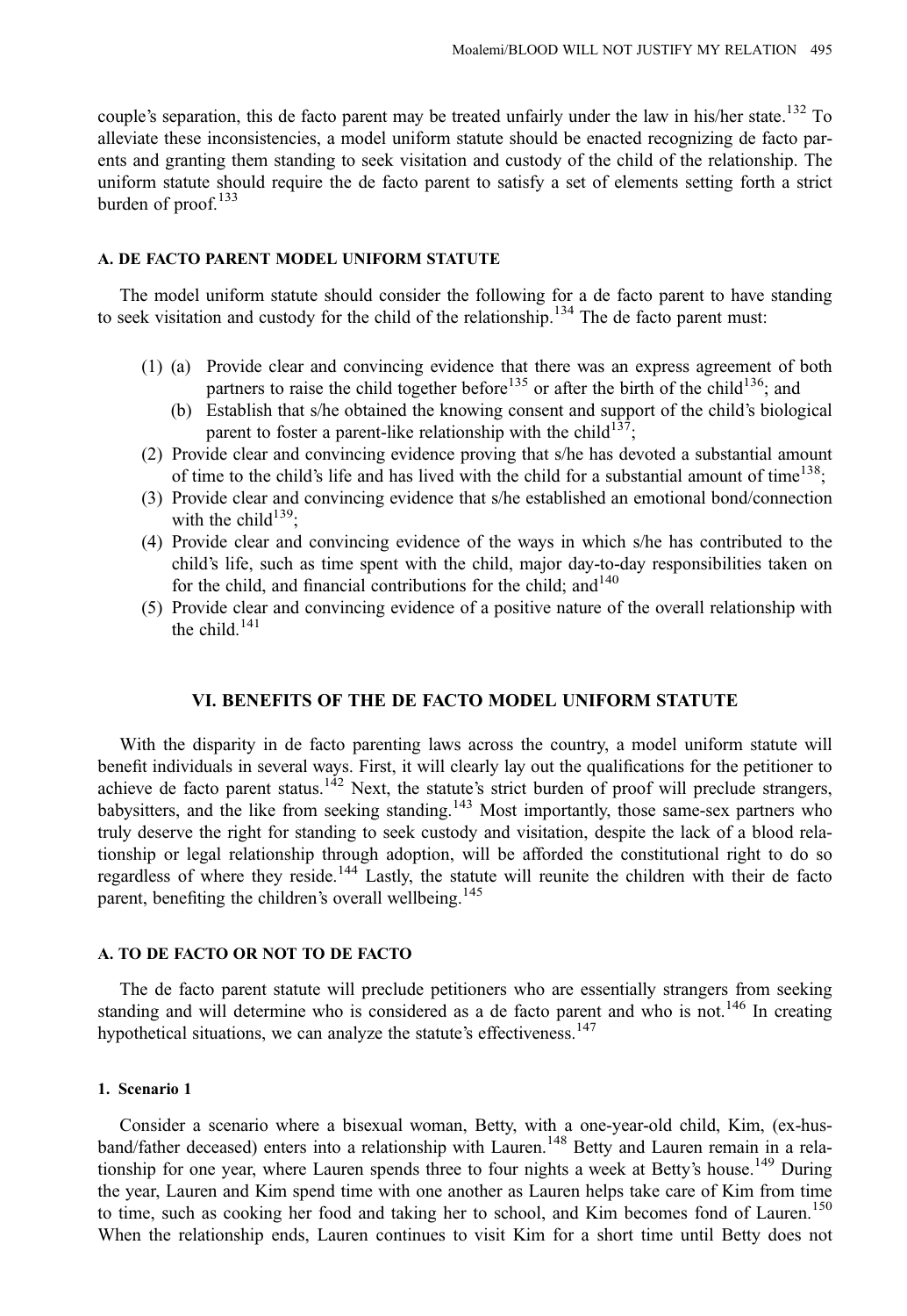couple's separation, this de facto parent may be treated unfairly under the law in his/her state.[132] To alleviate these inconsistencies, a model uniform statute should be enacted recognizing de facto parents and granting them standing to seek visitation and custody of the child of the relationship. The uniform statute should require the de facto parent to satisfy a set of elements setting forth a strict burden of proof.[133]

### A. DE FACTO PARENT MODEL UNIFORM STATUTE

The model uniform statute should consider the following for a de facto parent to have standing to seek visitation and custody for the child of the relationship.[134] The de facto parent must:

(1) (a) Provide clear and convincing evidence that there was an express agreement of both partners to raise the child together before[135] or after the birth of the child[136]; and

(b) Establish that s/he obtained the knowing consent and support of the child's biological parent to foster a parent-like relationship with the child[137];

(2) Provide clear and convincing evidence proving that s/he has devoted a substantial amount of time to the child's life and has lived with the child for a substantial amount of time[138];

(3) Provide clear and convincing evidence that s/he established an emotional bond/connection with the child[139];

(4) Provide clear and convincing evidence of the ways in which s/he has contributed to the child's life, such as time spent with the child, major day-to-day responsibilities taken on for the child, and financial contributions for the child; and[140]

(5) Provide clear and convincing evidence of a positive nature of the overall relationship with the child.[141]

## VI. BENEFITS OF THE DE FACTO MODEL UNIFORM STATUTE

With the disparity in de facto parenting laws across the country, a model uniform statute will benefit individuals in several ways. First, it will clearly lay out the qualifications for the petitioner to achieve de facto parent status.[142] Next, the statute's strict burden of proof will preclude strangers, babysitters, and the like from seeking standing.[143] Most importantly, those same-sex partners who truly deserve the right for standing to seek custody and visitation, despite the lack of a blood relationship or legal relationship through adoption, will be afforded the constitutional right to do so regardless of where they reside.[144] Lastly, the statute will reunite the children with their de facto parent, benefiting the children's overall wellbeing.[145]

### A. TO DE FACTO OR NOT TO DE FACTO

The de facto parent statute will preclude petitioners who are essentially strangers from seeking standing and will determine who is considered as a de facto parent and who is not.[146] In creating hypothetical situations, we can analyze the statute's effectiveness.[147]

#### 1. Scenario 1

Consider a scenario where a bisexual woman, Betty, with a one-year-old child, Kim, (ex-husband/father deceased) enters into a relationship with Lauren.[148] Betty and Lauren remain in a relationship for one year, where Lauren spends three to four nights a week at Betty's house.[149] During the year, Lauren and Kim spend time with one another as Lauren helps take care of Kim from time to time, such as cooking her food and taking her to school, and Kim becomes fond of Lauren.[150] When the relationship ends, Lauren continues to visit Kim for a short time until Betty does not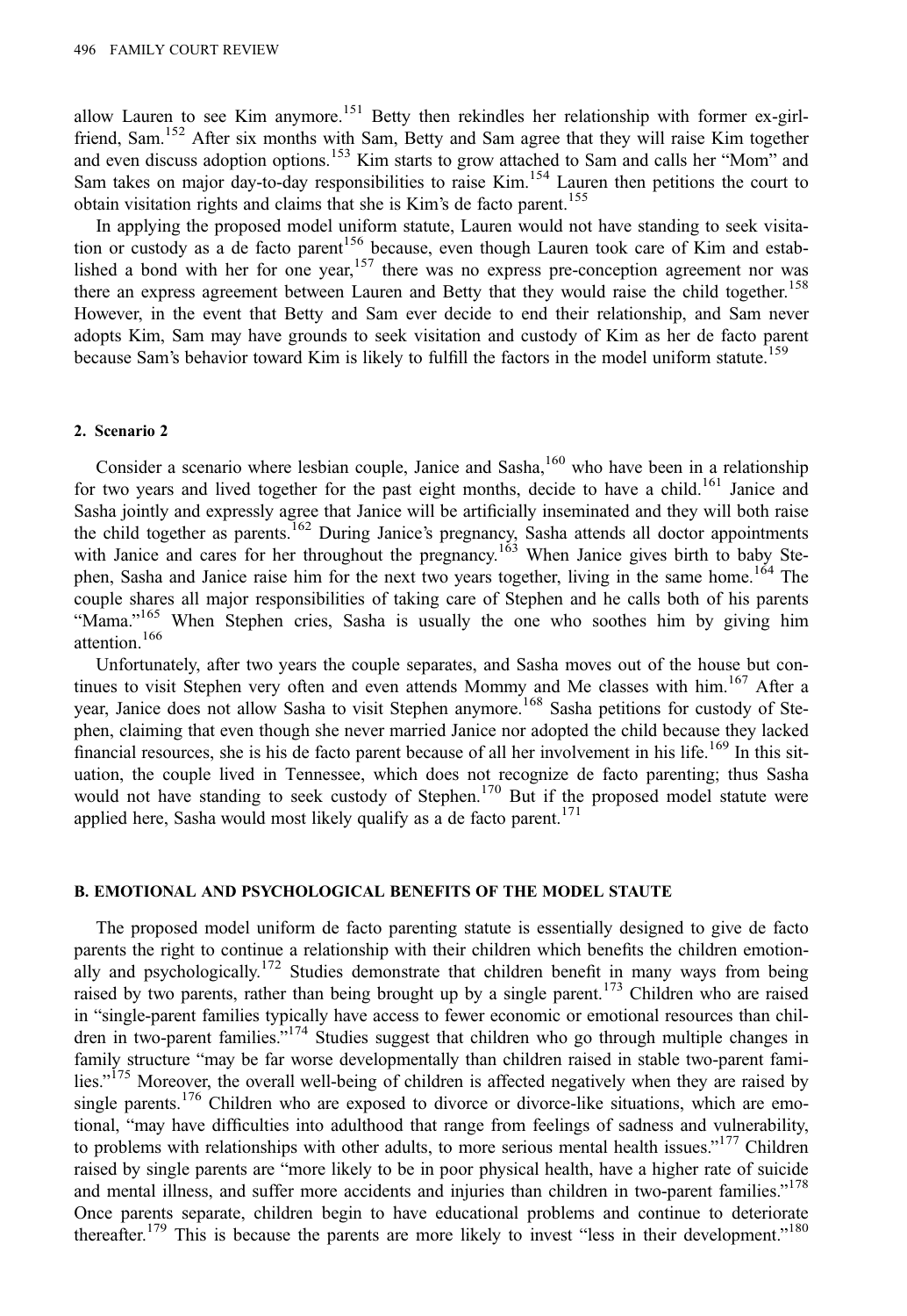allow Lauren to see Kim anymore.[151] Betty then rekindles her relationship with former ex-girlfriend, Sam.[152] After six months with Sam, Betty and Sam agree that they will raise Kim together and even discuss adoption options.[153] Kim starts to grow attached to Sam and calls her "Mom" and Sam takes on major day-to-day responsibilities to raise Kim.[154] Lauren then petitions the court to obtain visitation rights and claims that she is Kim's de facto parent.[155]

In applying the proposed model uniform statute, Lauren would not have standing to seek visitation or custody as a de facto parent[156] because, even though Lauren took care of Kim and established a bond with her for one year,[157] there was no express pre-conception agreement nor was there an express agreement between Lauren and Betty that they would raise the child together.[158] However, in the event that Betty and Sam ever decide to end their relationship, and Sam never adopts Kim, Sam may have grounds to seek visitation and custody of Kim as her de facto parent because Sam's behavior toward Kim is likely to fulfill the factors in the model uniform statute.[159]

#### 2. Scenario 2

Consider a scenario where lesbian couple, Janice and Sasha,[160] who have been in a relationship for two years and lived together for the past eight months, decide to have a child.[161] Janice and Sasha jointly and expressly agree that Janice will be artificially inseminated and they will both raise the child together as parents.[162] During Janice's pregnancy, Sasha attends all doctor appointments with Janice and cares for her throughout the pregnancy.[163] When Janice gives birth to baby Stephen, Sasha and Janice raise him for the next two years together, living in the same home.[164] The couple shares all major responsibilities of taking care of Stephen and he calls both of his parents "Mama."[165] When Stephen cries, Sasha is usually the one who soothes him by giving him attention.[166]

Unfortunately, after two years the couple separates, and Sasha moves out of the house but continues to visit Stephen very often and even attends Mommy and Me classes with him.[167] After a year, Janice does not allow Sasha to visit Stephen anymore.[168] Sasha petitions for custody of Stephen, claiming that even though she never married Janice nor adopted the child because they lacked financial resources, she is his de facto parent because of all her involvement in his life.[169] In this situation, the couple lived in Tennessee, which does not recognize de facto parenting; thus Sasha would not have standing to seek custody of Stephen.[170] But if the proposed model statute were applied here, Sasha would most likely qualify as a de facto parent.[171]

### B. Emotional and Psychological Benefits of the Model Staute

The proposed model uniform de facto parenting statute is essentially designed to give de facto parents the right to continue a relationship with their children which benefits the children emotionally and psychologically.[172] Studies demonstrate that children benefit in many ways from being raised by two parents, rather than being brought up by a single parent.[173] Children who are raised in "single-parent families typically have access to fewer economic or emotional resources than children in two-parent families."[174] Studies suggest that children who go through multiple changes in family structure "may be far worse developmentally than children raised in stable two-parent families."[175] Moreover, the overall well-being of children is affected negatively when they are raised by single parents.[176] Children who are exposed to divorce or divorce-like situations, which are emotional, "may have difficulties into adulthood that range from feelings of sadness and vulnerability, to problems with relationships with other adults, to more serious mental health issues."[177] Children raised by single parents are "more likely to be in poor physical health, have a higher rate of suicide and mental illness, and suffer more accidents and injuries than children in two-parent families."[178] Once parents separate, children begin to have educational problems and continue to deteriorate thereafter.[179] This is because the parents are more likely to invest "less in their development."[180]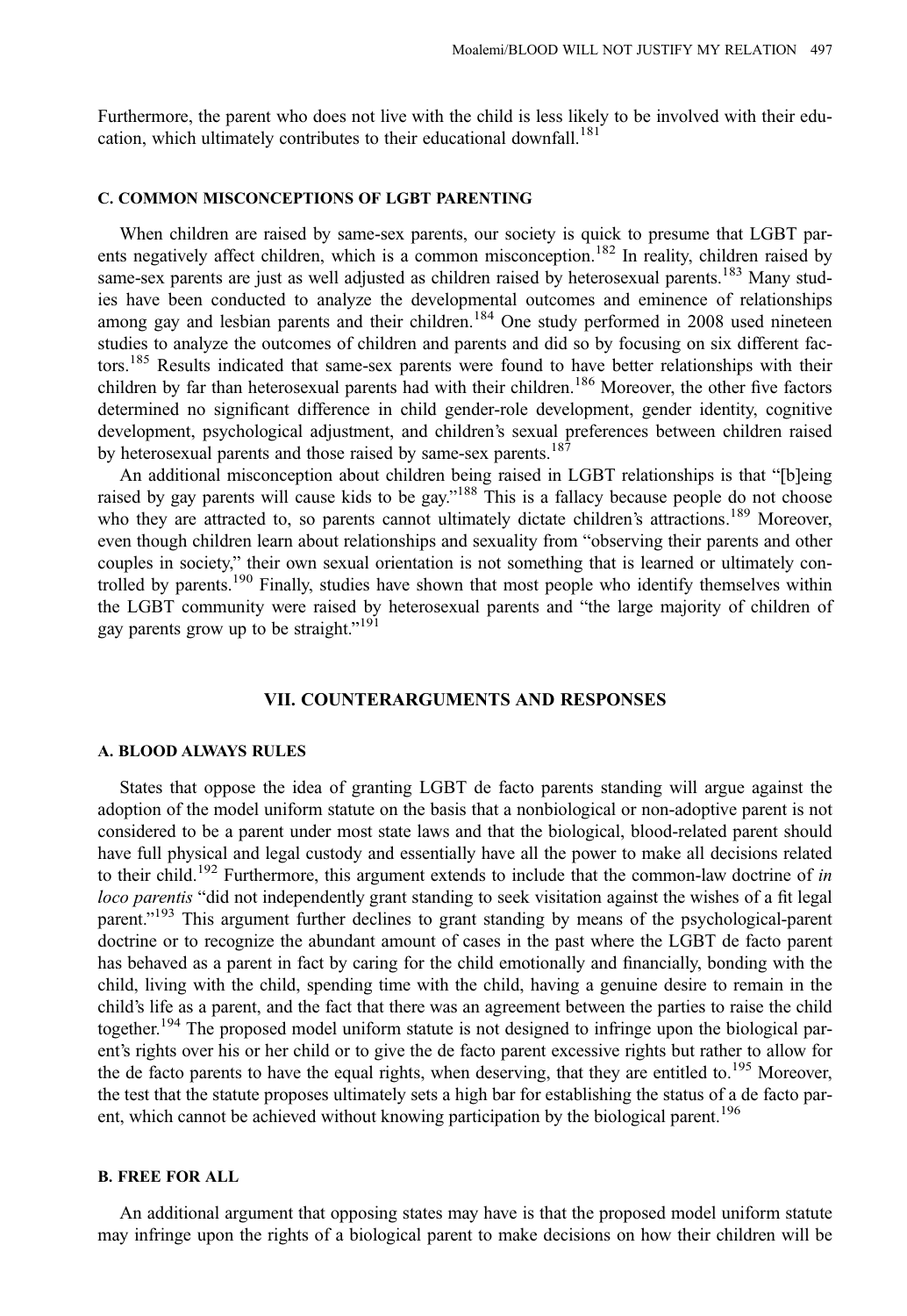Furthermore, the parent who does not live with the child is less likely to be involved with their education, which ultimately contributes to their educational downfall.[181]

### C. COMMON MISCONCEPTIONS OF LGBT PARENTING

When children are raised by same-sex parents, our society is quick to presume that LGBT parents negatively affect children, which is a common misconception.[182] In reality, children raised by same-sex parents are just as well adjusted as children raised by heterosexual parents.[183] Many studies have been conducted to analyze the developmental outcomes and eminence of relationships among gay and lesbian parents and their children.[184] One study performed in 2008 used nineteen studies to analyze the outcomes of children and parents and did so by focusing on six different factors.[185] Results indicated that same-sex parents were found to have better relationships with their children by far than heterosexual parents had with their children.[186] Moreover, the other five factors determined no significant difference in child gender-role development, gender identity, cognitive development, psychological adjustment, and children's sexual preferences between children raised by heterosexual parents and those raised by same-sex parents.[187]

An additional misconception about children being raised in LGBT relationships is that "[b]eing raised by gay parents will cause kids to be gay."[188] This is a fallacy because people do not choose who they are attracted to, so parents cannot ultimately dictate children's attractions.[189] Moreover, even though children learn about relationships and sexuality from "observing their parents and other couples in society," their own sexual orientation is not something that is learned or ultimately controlled by parents.[190] Finally, studies have shown that most people who identify themselves within the LGBT community were raised by heterosexual parents and "the large majority of children of gay parents grow up to be straight."[191]

## VII. COUNTERARGUMENTS AND RESPONSES

### A. BLOOD ALWAYS RULES

States that oppose the idea of granting LGBT de facto parents standing will argue against the adoption of the model uniform statute on the basis that a nonbiological or non-adoptive parent is not considered to be a parent under most state laws and that the biological, blood-related parent should have full physical and legal custody and essentially have all the power to make all decisions related to their child.[192] Furthermore, this argument extends to include that the common-law doctrine of *in loco parentis* "did not independently grant standing to seek visitation against the wishes of a fit legal parent."[193] This argument further declines to grant standing by means of the psychological-parent doctrine or to recognize the abundant amount of cases in the past where the LGBT de facto parent has behaved as a parent in fact by caring for the child emotionally and financially, bonding with the child, living with the child, spending time with the child, having a genuine desire to remain in the child's life as a parent, and the fact that there was an agreement between the parties to raise the child together.[194] The proposed model uniform statute is not designed to infringe upon the biological parent's rights over his or her child or to give the de facto parent excessive rights but rather to allow for the de facto parents to have the equal rights, when deserving, that they are entitled to.[195] Moreover, the test that the statute proposes ultimately sets a high bar for establishing the status of a de facto parent, which cannot be achieved without knowing participation by the biological parent.[196]

### B. FREE FOR ALL

An additional argument that opposing states may have is that the proposed model uniform statute may infringe upon the rights of a biological parent to make decisions on how their children will be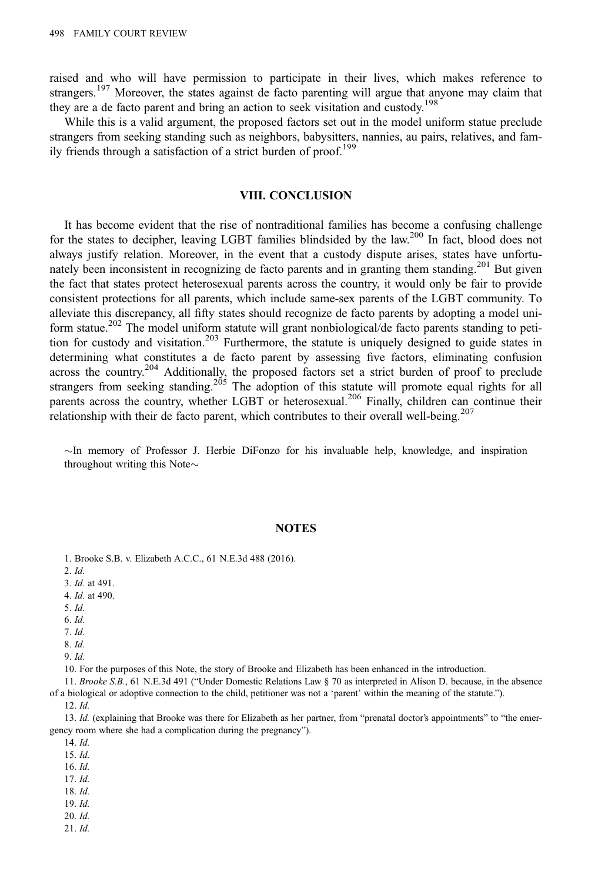raised and who will have permission to participate in their lives, which makes reference to strangers.[197] Moreover, the states against de facto parenting will argue that anyone may claim that they are a de facto parent and bring an action to seek visitation and custody.[198]

While this is a valid argument, the proposed factors set out in the model uniform statue preclude strangers from seeking standing such as neighbors, babysitters, nannies, au pairs, relatives, and family friends through a satisfaction of a strict burden of proof.[199]

## VIII. CONCLUSION

It has become evident that the rise of nontraditional families has become a confusing challenge for the states to decipher, leaving LGBT families blindsided by the law.[200] In fact, blood does not always justify relation. Moreover, in the event that a custody dispute arises, states have unfortunately been inconsistent in recognizing de facto parents and in granting them standing.[201] But given the fact that states protect heterosexual parents across the country, it would only be fair to provide consistent protections for all parents, which include same-sex parents of the LGBT community. To alleviate this discrepancy, all fifty states should recognize de facto parents by adopting a model uniform statue.[202] The model uniform statute will grant nonbiological/de facto parents standing to petition for custody and visitation.[203] Furthermore, the statute is uniquely designed to guide states in determining what constitutes a de facto parent by assessing five factors, eliminating confusion across the country.[204] Additionally, the proposed factors set a strict burden of proof to preclude strangers from seeking standing.[205] The adoption of this statute will promote equal rights for all parents across the country, whether LGBT or heterosexual.[206] Finally, children can continue their relationship with their de facto parent, which contributes to their overall well-being.[207]

∼In memory of Professor J. Herbie DiFonzo for his invaluable help, knowledge, and inspiration throughout writing this Note∼

## NOTES

1. Brooke S.B. v. Elizabeth A.C.C., 61 N.E.3d 488 (2016).

2. *Id.*

3. *Id.* at 491.

4. *Id.* at 490.

5. *Id.*

6. *Id.*

7. *Id.*

8. *Id.*

9. *Id.*

10. For the purposes of this Note, the story of Brooke and Elizabeth has been enhanced in the introduction.

11. *Brooke S.B.*, 61 N.E.3d 491 ("Under Domestic Relations Law § 70 as interpreted in Alison D. because, in the absence of a biological or adoptive connection to the child, petitioner was not a 'parent' within the meaning of the statute.").

12. *Id.*

13. *Id.* (explaining that Brooke was there for Elizabeth as her partner, from "prenatal doctor's appointments" to "the emergency room where she had a complication during the pregnancy").

14. *Id.*

15. *Id.*

16. *Id.*

17. *Id.*

18. *Id.*

19. *Id.*

20. *Id.*

21. *Id.*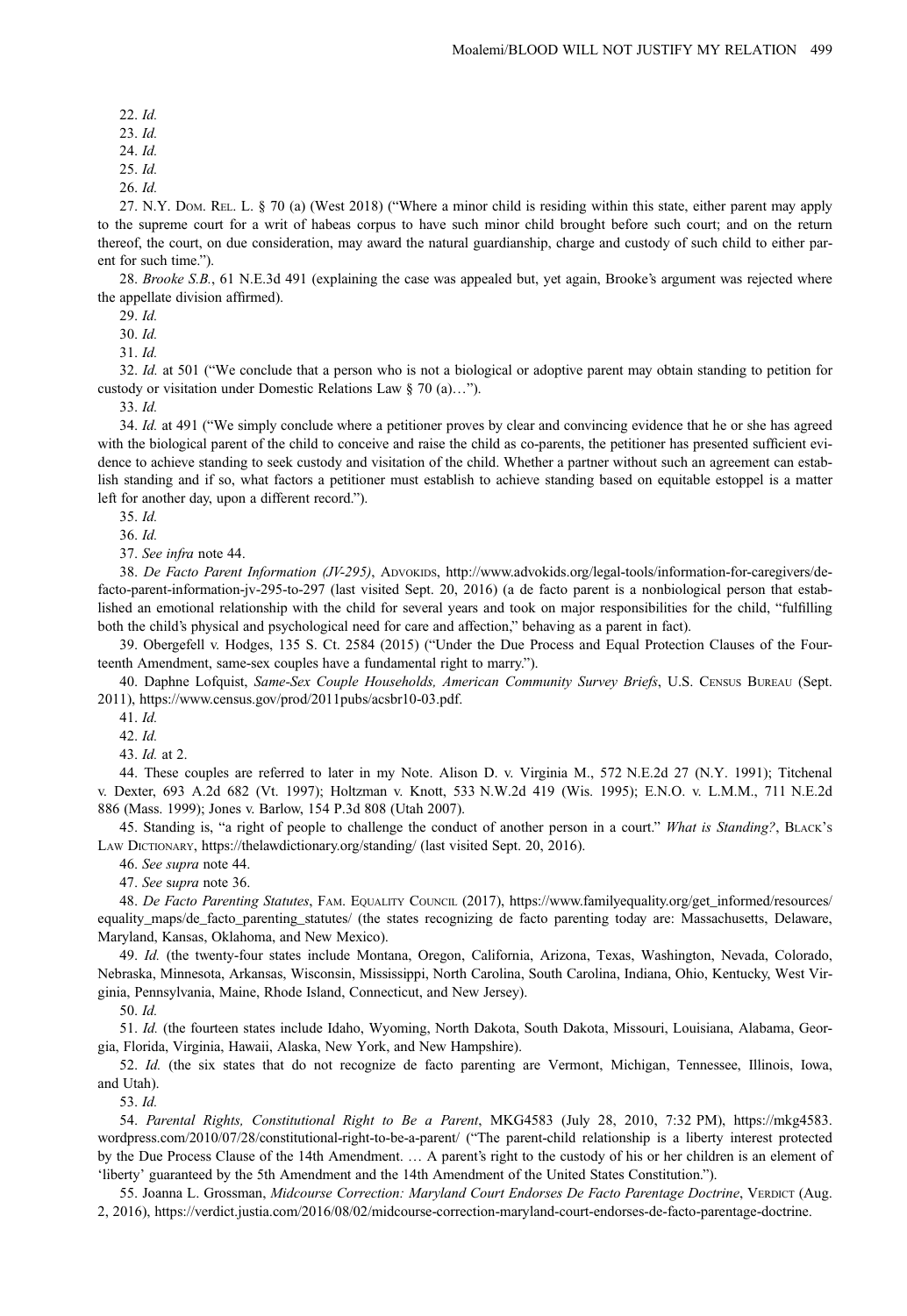22. *Id.*

23. *Id.*

24. *Id.*

25. *Id.*

26. *Id.*

27. N.Y. Dom. Rel. L. § 70 (a) (West 2018) ("Where a minor child is residing within this state, either parent may apply to the supreme court for a writ of habeas corpus to have such minor child brought before such court; and on the return thereof, the court, on due consideration, may award the natural guardianship, charge and custody of such child to either parent for such time.").

28. *Brooke S.B.*, 61 N.E.3d 491 (explaining the case was appealed but, yet again, Brooke's argument was rejected where the appellate division affirmed).

29. *Id.*

30. *Id.*

31. *Id.*

32. *Id.* at 501 ("We conclude that a person who is not a biological or adoptive parent may obtain standing to petition for custody or visitation under Domestic Relations Law § 70 (a)…").

33. *Id.*

34. *Id.* at 491 ("We simply conclude where a petitioner proves by clear and convincing evidence that he or she has agreed with the biological parent of the child to conceive and raise the child as co-parents, the petitioner has presented sufficient evidence to achieve standing to seek custody and visitation of the child. Whether a partner without such an agreement can establish standing and if so, what factors a petitioner must establish to achieve standing based on equitable estoppel is a matter left for another day, upon a different record.").

35. *Id.*

36. *Id.*

37. *See infra* note 44.

38. *De Facto Parent Information (JV-295)*, Advokids, http://www.advokids.org/legal-tools/information-for-caregivers/de-facto-parent-information-jv-295-to-297 (last visited Sept. 20, 2016) (a de facto parent is a nonbiological person that established an emotional relationship with the child for several years and took on major responsibilities for the child, "fulfilling both the child's physical and psychological need for care and affection," behaving as a parent in fact).

39. Obergefell v. Hodges, 135 S. Ct. 2584 (2015) ("Under the Due Process and Equal Protection Clauses of the Fourteenth Amendment, same-sex couples have a fundamental right to marry.").

40. Daphne Lofquist, *Same-Sex Couple Households, American Community Survey Briefs*, U.S. Census Bureau (Sept. 2011), https://www.census.gov/prod/2011pubs/acsbr10-03.pdf.

41. *Id.*

42. *Id.*

43. *Id.* at 2.

44. These couples are referred to later in my Note. Alison D. v. Virginia M., 572 N.E.2d 27 (N.Y. 1991); Titchenal v. Dexter, 693 A.2d 682 (Vt. 1997); Holtzman v. Knott, 533 N.W.2d 419 (Wis. 1995); E.N.O. v. L.M.M., 711 N.E.2d 886 (Mass. 1999); Jones v. Barlow, 154 P.3d 808 (Utah 2007).

45. Standing is, "a right of people to challenge the conduct of another person in a court." *What is Standing?*, Black's Law Dictionary, https://thelawdictionary.org/standing/ (last visited Sept. 20, 2016).

46. *See supra* note 44.

47. *See supra* note 36.

48. *De Facto Parenting Statutes*, Fam. Equality Council (2017), https://www.familyequality.org/get_informed/resources/equality_maps/de_facto_parenting_statutes/ (the states recognizing de facto parenting today are: Massachusetts, Delaware, Maryland, Kansas, Oklahoma, and New Mexico).

49. *Id.* (the twenty-four states include Montana, Oregon, California, Arizona, Texas, Washington, Nevada, Colorado, Nebraska, Minnesota, Arkansas, Wisconsin, Mississippi, North Carolina, South Carolina, Indiana, Ohio, Kentucky, West Virginia, Pennsylvania, Maine, Rhode Island, Connecticut, and New Jersey).

50. *Id.*

51. *Id.* (the fourteen states include Idaho, Wyoming, North Dakota, South Dakota, Missouri, Louisiana, Alabama, Georgia, Florida, Virginia, Hawaii, Alaska, New York, and New Hampshire).

52. *Id.* (the six states that do not recognize de facto parenting are Vermont, Michigan, Tennessee, Illinois, Iowa, and Utah).

53. *Id.*

54. *Parental Rights, Constitutional Right to Be a Parent*, MKG4583 (July 28, 2010, 7:32 PM), https://mkg4583.wordpress.com/2010/07/28/constitutional-right-to-be-a-parent/ ("The parent-child relationship is a liberty interest protected by the Due Process Clause of the 14th Amendment. … A parent's right to the custody of his or her children is an element of 'liberty' guaranteed by the 5th Amendment and the 14th Amendment of the United States Constitution.").

55. Joanna L. Grossman, *Midcourse Correction: Maryland Court Endorses De Facto Parentage Doctrine*, Verdict (Aug. 2, 2016), https://verdict.justia.com/2016/08/02/midcourse-correction-maryland-court-endorses-de-facto-parentage-doctrine.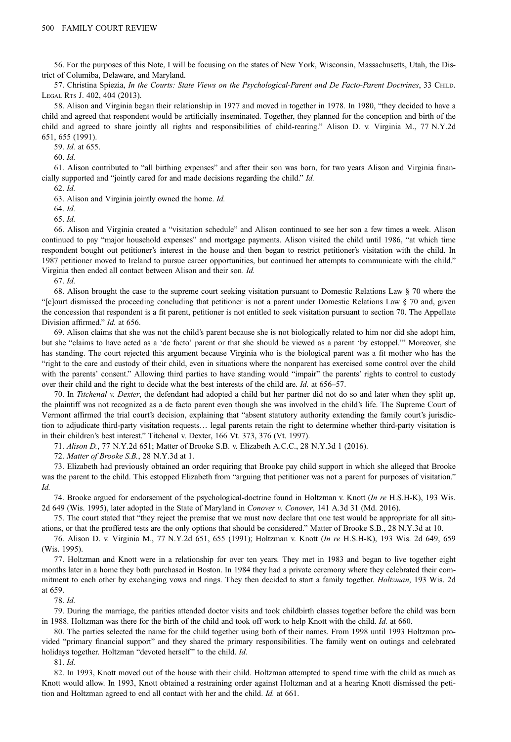56. For the purposes of this Note, I will be focusing on the states of New York, Wisconsin, Massachusetts, Utah, the District of Columiba, Delaware, and Maryland.

57. Christina Spiezia, *In the Courts: State Views on the Psychological-Parent and De Facto-Parent Doctrines*, 33 CHILD. LEGAL RTS J. 402, 404 (2013).

58. Alison and Virginia began their relationship in 1977 and moved in together in 1978. In 1980, "they decided to have a child and agreed that respondent would be artificially inseminated. Together, they planned for the conception and birth of the child and agreed to share jointly all rights and responsibilities of child-rearing." Alison D. v. Virginia M., 77 N.Y.2d 651, 655 (1991).

59. *Id.* at 655.

60. *Id.*

61. Alison contributed to "all birthing expenses" and after their son was born, for two years Alison and Virginia financially supported and "jointly cared for and made decisions regarding the child." *Id.*

62. *Id.*

63. Alison and Virginia jointly owned the home. *Id.*

64. *Id.*

65. *Id.*

66. Alison and Virginia created a "visitation schedule" and Alison continued to see her son a few times a week. Alison continued to pay "major household expenses" and mortgage payments. Alison visited the child until 1986, "at which time respondent bought out petitioner's interest in the house and then began to restrict petitioner's visitation with the child. In 1987 petitioner moved to Ireland to pursue career opportunities, but continued her attempts to communicate with the child." Virginia then ended all contact between Alison and their son. *Id.*

67. *Id.*

68. Alison brought the case to the supreme court seeking visitation pursuant to Domestic Relations Law § 70 where the "[c]ourt dismissed the proceeding concluding that petitioner is not a parent under Domestic Relations Law § 70 and, given the concession that respondent is a fit parent, petitioner is not entitled to seek visitation pursuant to section 70. The Appellate Division affirmed." *Id.* at 656.

69. Alison claims that she was not the child's parent because she is not biologically related to him nor did she adopt him, but she "claims to have acted as a 'de facto' parent or that she should be viewed as a parent 'by estoppel.'" Moreover, she has standing. The court rejected this argument because Virginia who is the biological parent was a fit mother who has the "right to the care and custody of their child, even in situations where the nonparent has exercised some control over the child with the parents' consent." Allowing third parties to have standing would "impair" the parents' rights to control to custody over their child and the right to decide what the best interests of the child are. *Id.* at 656–57.

70. In *Titchenal v. Dexter*, the defendant had adopted a child but her partner did not do so and later when they split up, the plaintiff was not recognized as a de facto parent even though she was involved in the child's life. The Supreme Court of Vermont affirmed the trial court's decision, explaining that "absent statutory authority extending the family court's jurisdiction to adjudicate third-party visitation requests… legal parents retain the right to determine whether third-party visitation is in their children's best interest." Titchenal v. Dexter, 166 Vt. 373, 376 (Vt. 1997).

71. *Alison D.*, 77 N.Y.2d 651; Matter of Brooke S.B. v. Elizabeth A.C.C., 28 N.Y.3d 1 (2016).

72. *Matter of Brooke S.B.*, 28 N.Y.3d at 1.

73. Elizabeth had previously obtained an order requiring that Brooke pay child support in which she alleged that Brooke was the parent to the child. This estopped Elizabeth from "arguing that petitioner was not a parent for purposes of visitation." *Id.*

74. Brooke argued for endorsement of the psychological-doctrine found in Holtzman v. Knott (*In re* H.S.H-K), 193 Wis. 2d 649 (Wis. 1995), later adopted in the State of Maryland in *Conover v. Conover*, 141 A.3d 31 (Md. 2016).

75. The court stated that "they reject the premise that we must now declare that one test would be appropriate for all situations, or that the proffered tests are the only options that should be considered." Matter of Brooke S.B., 28 N.Y.3d at 10.

76. Alison D. v. Virginia M., 77 N.Y.2d 651, 655 (1991); Holtzman v. Knott (*In re* H.S.H-K), 193 Wis. 2d 649, 659 (Wis. 1995).

77. Holtzman and Knott were in a relationship for over ten years. They met in 1983 and began to live together eight months later in a home they both purchased in Boston. In 1984 they had a private ceremony where they celebrated their commitment to each other by exchanging vows and rings. They then decided to start a family together. *Holtzman*, 193 Wis. 2d at 659.

78. *Id.*

79. During the marriage, the parities attended doctor visits and took childbirth classes together before the child was born in 1988. Holtzman was there for the birth of the child and took off work to help Knott with the child. *Id.* at 660.

80. The parties selected the name for the child together using both of their names. From 1998 until 1993 Holtzman provided "primary financial support" and they shared the primary responsibilities. The family went on outings and celebrated holidays together. Holtzman "devoted herself" to the child. *Id.*

81. *Id.*

82. In 1993, Knott moved out of the house with their child. Holtzman attempted to spend time with the child as much as Knott would allow. In 1993, Knott obtained a restraining order against Holtzman and at a hearing Knott dismissed the petition and Holtzman agreed to end all contact with her and the child. *Id.* at 661.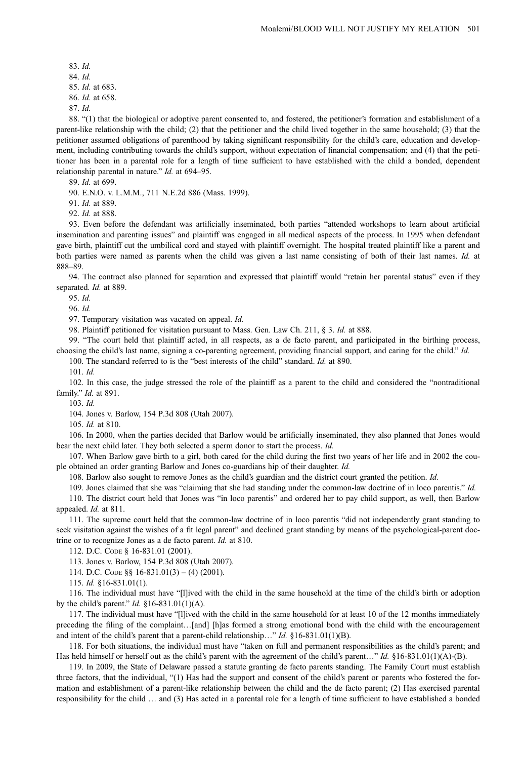83. *Id.*

84. *Id.*

85. *Id.* at 683.

86. *Id.* at 658.

87. *Id.*

88. "(1) that the biological or adoptive parent consented to, and fostered, the petitioner's formation and establishment of a parent-like relationship with the child; (2) that the petitioner and the child lived together in the same household; (3) that the petitioner assumed obligations of parenthood by taking significant responsibility for the child's care, education and development, including contributing towards the child's support, without expectation of financial compensation; and (4) that the petitioner has been in a parental role for a length of time sufficient to have established with the child a bonded, dependent relationship parental in nature." *Id.* at 694–95.

89. *Id.* at 699.

90. E.N.O. v. L.M.M., 711 N.E.2d 886 (Mass. 1999).

91. *Id.* at 889.

92. *Id.* at 888.

93. Even before the defendant was artificially inseminated, both parties "attended workshops to learn about artificial insemination and parenting issues" and plaintiff was engaged in all medical aspects of the process. In 1995 when defendant gave birth, plaintiff cut the umbilical cord and stayed with plaintiff overnight. The hospital treated plaintiff like a parent and both parties were named as parents when the child was given a last name consisting of both of their last names. *Id.* at 888–89.

94. The contract also planned for separation and expressed that plaintiff would "retain her parental status" even if they separated. *Id.* at 889.

95. *Id.*

96. *Id.*

97. Temporary visitation was vacated on appeal. *Id.*

98. Plaintiff petitioned for visitation pursuant to Mass. Gen. Law Ch. 211, § 3. *Id.* at 888.

99. "The court held that plaintiff acted, in all respects, as a de facto parent, and participated in the birthing process, choosing the child's last name, signing a co-parenting agreement, providing financial support, and caring for the child." *Id.*

100. The standard referred to is the "best interests of the child" standard. *Id.* at 890.

101. *Id.*

102. In this case, the judge stressed the role of the plaintiff as a parent to the child and considered the "nontraditional family." *Id.* at 891.

103. *Id.*

104. Jones v. Barlow, 154 P.3d 808 (Utah 2007).

105. *Id.* at 810.

106. In 2000, when the parties decided that Barlow would be artificially inseminated, they also planned that Jones would bear the next child later. They both selected a sperm donor to start the process. *Id.*

107. When Barlow gave birth to a girl, both cared for the child during the first two years of her life and in 2002 the couple obtained an order granting Barlow and Jones co-guardians hip of their daughter. *Id.*

108. Barlow also sought to remove Jones as the child's guardian and the district court granted the petition. *Id.*

109. Jones claimed that she was "claiming that she had standing under the common-law doctrine of in loco parentis." *Id.*

110. The district court held that Jones was "in loco parentis" and ordered her to pay child support, as well, then Barlow appealed. *Id.* at 811.

111. The supreme court held that the common-law doctrine of in loco parentis "did not independently grant standing to seek visitation against the wishes of a fit legal parent" and declined grant standing by means of the psychological-parent doctrine or to recognize Jones as a de facto parent. *Id.* at 810.

112. D.C. Code § 16-831.01 (2001).

113. Jones v. Barlow, 154 P.3d 808 (Utah 2007).

114. D.C. Code §§ 16-831.01(3) – (4) (2001).

115. *Id.* §16-831.01(1).

116. The individual must have "[l]ived with the child in the same household at the time of the child's birth or adoption by the child's parent." *Id.* §16-831.01(1)(A).

117. The individual must have "[l]ived with the child in the same household for at least 10 of the 12 months immediately preceding the filing of the complaint…[and] [h]as formed a strong emotional bond with the child with the encouragement and intent of the child's parent that a parent-child relationship…" *Id.* §16-831.01(1)(B).

118. For both situations, the individual must have "taken on full and permanent responsibilities as the child's parent; and Has held himself or herself out as the child's parent with the agreement of the child's parent…" *Id.* §16-831.01(1)(A)-(B).

119. In 2009, the State of Delaware passed a statute granting de facto parents standing. The Family Court must establish three factors, that the individual, "(1) Has had the support and consent of the child's parent or parents who fostered the formation and establishment of a parent-like relationship between the child and the de facto parent; (2) Has exercised parental responsibility for the child … and (3) Has acted in a parental role for a length of time sufficient to have established a bonded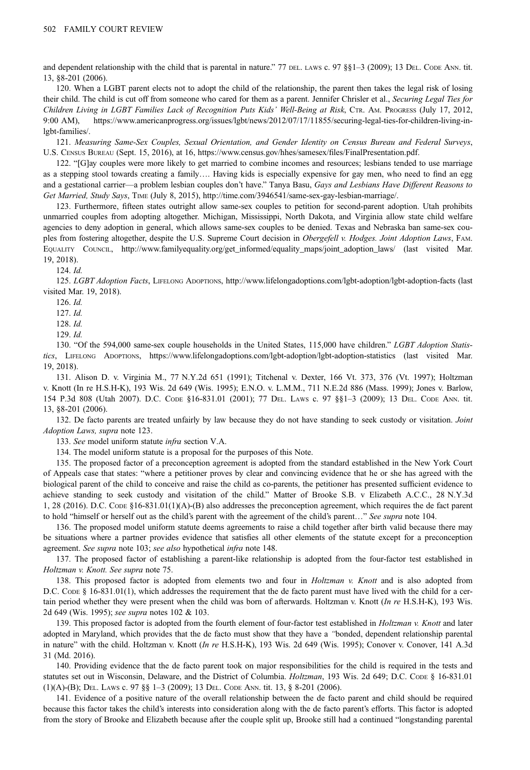and dependent relationship with the child that is parental in nature." 77 DEL. LAWS c. 97 §§1–3 (2009); 13 DEL. CODE ANN. tit. 13, §8-201 (2006).

120. When a LGBT parent elects not to adopt the child of the relationship, the parent then takes the legal risk of losing their child. The child is cut off from someone who cared for them as a parent. Jennifer Chrisler et al., *Securing Legal Ties for Children Living in LGBT Families Lack of Recognition Puts Kids' Well-Being at Risk*, CTR. AM. PROGRESS (July 17, 2012, 9:00 AM), https://www.americanprogress.org/issues/lgbt/news/2012/07/17/11855/securing-legal-ties-for-children-living-in-lgbt-families/.

121. *Measuring Same-Sex Couples, Sexual Orientation, and Gender Identity on Census Bureau and Federal Surveys*, U.S. CENSUS BUREAU (Sept. 15, 2016), at 16, https://www.census.gov/hhes/samesex/files/FinalPresentation.pdf.

122. "[G]ay couples were more likely to get married to combine incomes and resources; lesbians tended to use marriage as a stepping stool towards creating a family…. Having kids is especially expensive for gay men, who need to find an egg and a gestational carrier—a problem lesbian couples don't have." Tanya Basu, *Gays and Lesbians Have Different Reasons to Get Married, Study Says*, TIME (July 8, 2015), http://time.com/3946541/same-sex-gay-lesbian-marriage/.

123. Furthermore, fifteen states outright allow same-sex couples to petition for second-parent adoption. Utah prohibits unmarried couples from adopting altogether. Michigan, Mississippi, North Dakota, and Virginia allow state child welfare agencies to deny adoption in general, which allows same-sex couples to be denied. Texas and Nebraska ban same-sex couples from fostering altogether, despite the U.S. Supreme Court decision in *Obergefell v. Hodges. Joint Adoption Laws*, FAM. EQUALITY COUNCIL, http://www.familyequality.org/get_informed/equality_maps/joint_adoption_laws/ (last visited Mar. 19, 2018).

124. *Id.*

125. *LGBT Adoption Facts*, LIFELONG ADOPTIONS, http://www.lifelongadoptions.com/lgbt-adoption/lgbt-adoption-facts (last visited Mar. 19, 2018).

126. *Id.*

127. *Id.*

128. *Id.*

129. *Id.*

130. "Of the 594,000 same-sex couple households in the United States, 115,000 have children." *LGBT Adoption Statistics*, LIFELONG ADOPTIONS, https://www.lifelongadoptions.com/lgbt-adoption/lgbt-adoption-statistics (last visited Mar. 19, 2018).

131. Alison D. v. Virginia M., 77 N.Y.2d 651 (1991); Titchenal v. Dexter, 166 Vt. 373, 376 (Vt. 1997); Holtzman v. Knott (In re H.S.H-K), 193 Wis. 2d 649 (Wis. 1995); E.N.O. v. L.M.M., 711 N.E.2d 886 (Mass. 1999); Jones v. Barlow, 154 P.3d 808 (Utah 2007). D.C. CODE §16-831.01 (2001); 77 DEL. LAWS c. 97 §§1–3 (2009); 13 DEL. CODE ANN. tit. 13, §8-201 (2006).

132. De facto parents are treated unfairly by law because they do not have standing to seek custody or visitation. *Joint Adoption Laws, supra* note 123.

133. *See* model uniform statute *infra* section V.A.

134. The model uniform statute is a proposal for the purposes of this Note.

135. The proposed factor of a preconception agreement is adopted from the standard established in the New York Court of Appeals case that states: "where a petitioner proves by clear and convincing evidence that he or she has agreed with the biological parent of the child to conceive and raise the child as co-parents, the petitioner has presented sufficient evidence to achieve standing to seek custody and visitation of the child." Matter of Brooke S.B. v Elizabeth A.C.C., 28 N.Y.3d 1, 28 (2016). D.C. CODE §16-831.01(1)(A)-(B) also addresses the preconception agreement, which requires the de fact parent to hold "himself or herself out as the child's parent with the agreement of the child's parent…" *See supra* note 104.

136. The proposed model uniform statute deems agreements to raise a child together after birth valid because there may be situations where a partner provides evidence that satisfies all other elements of the statute except for a preconception agreement. *See supra* note 103; *see also* hypothetical *infra* note 148.

137. The proposed factor of establishing a parent-like relationship is adopted from the four-factor test established in *Holtzman v. Knott. See supra* note 75.

138. This proposed factor is adopted from elements two and four in *Holtzman v. Knott* and is also adopted from D.C. CODE § 16-831.01(1), which addresses the requirement that the de facto parent must have lived with the child for a certain period whether they were present when the child was born of afterwards. Holtzman v. Knott (*In re* H.S.H-K), 193 Wis. 2d 649 (Wis. 1995); *see supra* notes 102 & 103.

139. This proposed factor is adopted from the fourth element of four-factor test established in *Holtzman v. Knott* and later adopted in Maryland, which provides that the de facto must show that they have a *"*bonded, dependent relationship parental in nature" with the child. Holtzman v. Knott (*In re* H.S.H-K), 193 Wis. 2d 649 (Wis. 1995); Conover v. Conover, 141 A.3d 31 (Md. 2016).

140. Providing evidence that the de facto parent took on major responsibilities for the child is required in the tests and statutes set out in Wisconsin, Delaware, and the District of Columbia. *Holtzman*, 193 Wis. 2d 649; D.C. CODE § 16-831.01 (1)(A)-(B); DEL. LAWS c. 97 §§ 1–3 (2009); 13 DEL. CODE ANN. tit. 13, § 8-201 (2006).

141. Evidence of a positive nature of the overall relationship between the de facto parent and child should be required because this factor takes the child's interests into consideration along with the de facto parent's efforts. This factor is adopted from the story of Brooke and Elizabeth because after the couple split up, Brooke still had a continued "longstanding parental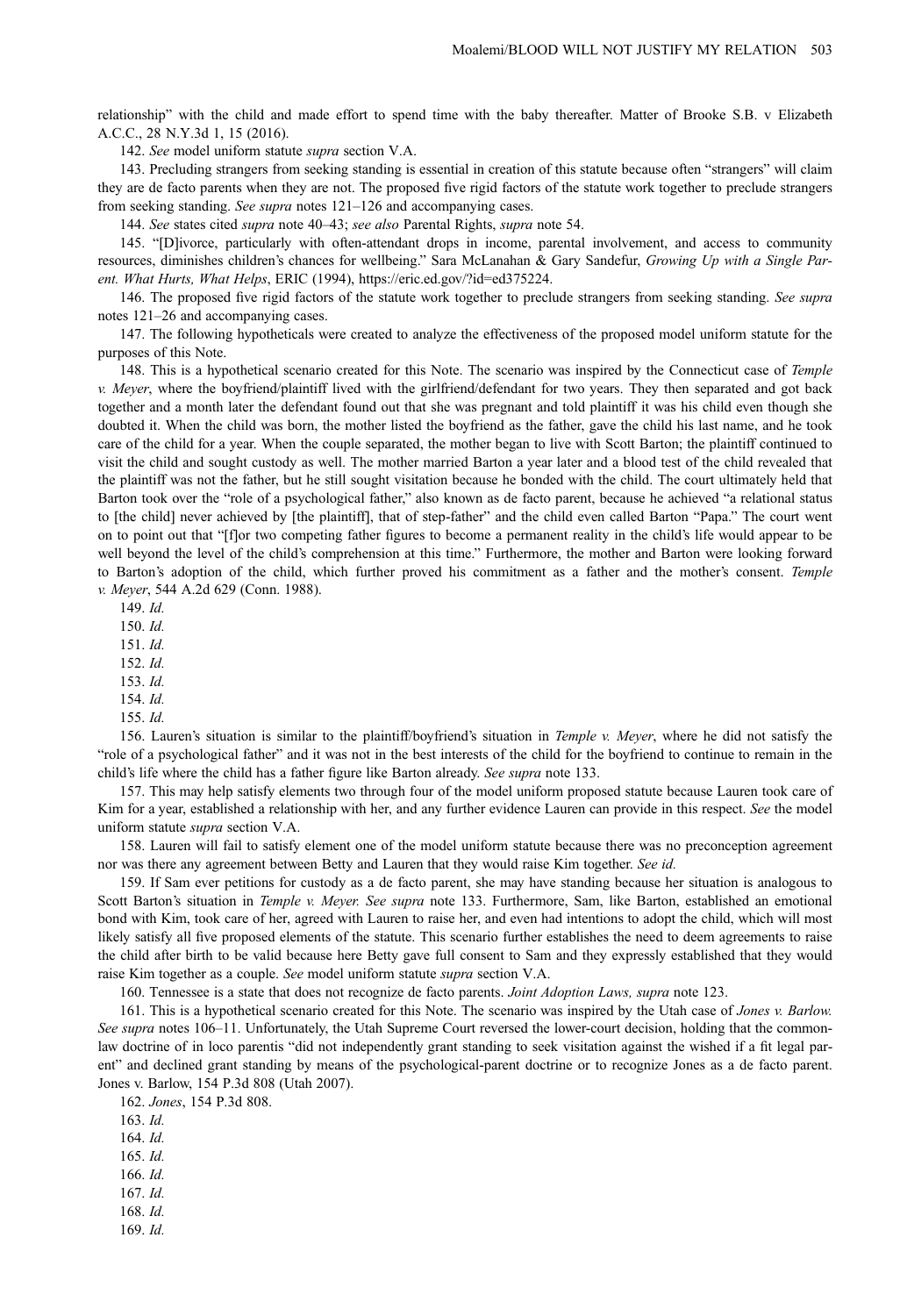relationship" with the child and made effort to spend time with the baby thereafter. Matter of Brooke S.B. v Elizabeth A.C.C., 28 N.Y.3d 1, 15 (2016).

142. *See* model uniform statute *supra* section V.A.

143. Precluding strangers from seeking standing is essential in creation of this statute because often "strangers" will claim they are de facto parents when they are not. The proposed five rigid factors of the statute work together to preclude strangers from seeking standing. *See supra* notes 121–126 and accompanying cases.

144. *See* states cited *supra* note 40–43; *see also* Parental Rights, *supra* note 54.

145. "[D]ivorce, particularly with often-attendant drops in income, parental involvement, and access to community resources, diminishes children's chances for wellbeing." Sara McLanahan & Gary Sandefur, *Growing Up with a Single Parent. What Hurts, What Helps*, ERIC (1994), https://eric.ed.gov/?id=ed375224.

146. The proposed five rigid factors of the statute work together to preclude strangers from seeking standing. *See supra* notes 121–26 and accompanying cases.

147. The following hypotheticals were created to analyze the effectiveness of the proposed model uniform statute for the purposes of this Note.

148. This is a hypothetical scenario created for this Note. The scenario was inspired by the Connecticut case of *Temple v. Meyer*, where the boyfriend/plaintiff lived with the girlfriend/defendant for two years. They then separated and got back together and a month later the defendant found out that she was pregnant and told plaintiff it was his child even though she doubted it. When the child was born, the mother listed the boyfriend as the father, gave the child his last name, and he took care of the child for a year. When the couple separated, the mother began to live with Scott Barton; the plaintiff continued to visit the child and sought custody as well. The mother married Barton a year later and a blood test of the child revealed that the plaintiff was not the father, but he still sought visitation because he bonded with the child. The court ultimately held that Barton took over the "role of a psychological father," also known as de facto parent, because he achieved "a relational status to [the child] never achieved by [the plaintiff], that of step-father" and the child even called Barton "Papa." The court went on to point out that "[f]or two competing father figures to become a permanent reality in the child's life would appear to be well beyond the level of the child's comprehension at this time." Furthermore, the mother and Barton were looking forward to Barton's adoption of the child, which further proved his commitment as a father and the mother's consent. *Temple v. Meyer*, 544 A.2d 629 (Conn. 1988).

149. *Id.*

150. *Id.*

151. *Id.*

152. *Id.*

153. *Id.*

154. *Id.*

155. *Id.*

156. Lauren's situation is similar to the plaintiff/boyfriend's situation in *Temple v. Meyer*, where he did not satisfy the "role of a psychological father" and it was not in the best interests of the child for the boyfriend to continue to remain in the child's life where the child has a father figure like Barton already. *See supra* note 133.

157. This may help satisfy elements two through four of the model uniform proposed statute because Lauren took care of Kim for a year, established a relationship with her, and any further evidence Lauren can provide in this respect. *See* the model uniform statute *supra* section V.A.

158. Lauren will fail to satisfy element one of the model uniform statute because there was no preconception agreement nor was there any agreement between Betty and Lauren that they would raise Kim together. *See id.*

159. If Sam ever petitions for custody as a de facto parent, she may have standing because her situation is analogous to Scott Barton's situation in *Temple v. Meyer. See supra* note 133. Furthermore, Sam, like Barton, established an emotional bond with Kim, took care of her, agreed with Lauren to raise her, and even had intentions to adopt the child, which will most likely satisfy all five proposed elements of the statute. This scenario further establishes the need to deem agreements to raise the child after birth to be valid because here Betty gave full consent to Sam and they expressly established that they would raise Kim together as a couple. *See* model uniform statute *supra* section V.A.

160. Tennessee is a state that does not recognize de facto parents. *Joint Adoption Laws, supra* note 123.

161. This is a hypothetical scenario created for this Note. The scenario was inspired by the Utah case of *Jones v. Barlow. See supra* notes 106–11. Unfortunately, the Utah Supreme Court reversed the lower-court decision, holding that the common-law doctrine of in loco parentis "did not independently grant standing to seek visitation against the wished if a fit legal parent" and declined grant standing by means of the psychological-parent doctrine or to recognize Jones as a de facto parent. Jones v. Barlow, 154 P.3d 808 (Utah 2007).

162. *Jones*, 154 P.3d 808.

163. *Id.*

164. *Id.*

165. *Id.*

166. *Id.*

167. *Id.*

168. *Id.*

169. *Id.*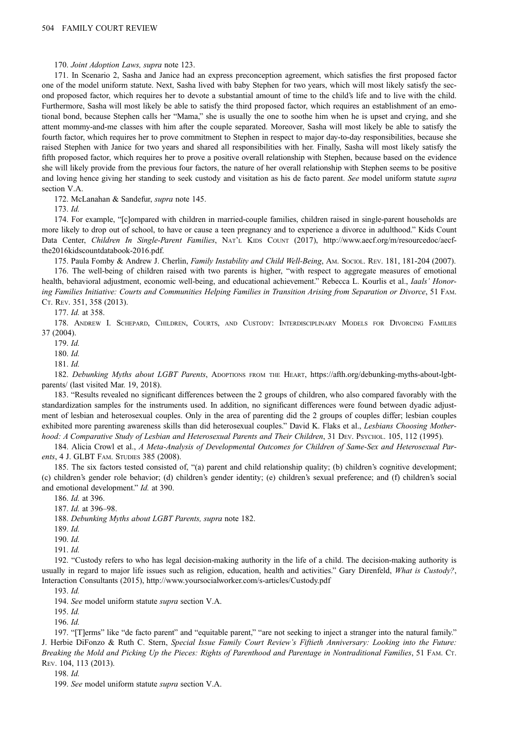170. *Joint Adoption Laws, supra* note 123.

171. In Scenario 2, Sasha and Janice had an express preconception agreement, which satisfies the first proposed factor one of the model uniform statute. Next, Sasha lived with baby Stephen for two years, which will most likely satisfy the second proposed factor, which requires her to devote a substantial amount of time to the child's life and to live with the child. Furthermore, Sasha will most likely be able to satisfy the third proposed factor, which requires an establishment of an emotional bond, because Stephen calls her "Mama," she is usually the one to soothe him when he is upset and crying, and she attent mommy-and-me classes with him after the couple separated. Moreover, Sasha will most likely be able to satisfy the fourth factor, which requires her to prove commitment to Stephen in respect to major day-to-day responsibilities, because she raised Stephen with Janice for two years and shared all responsibilities with her. Finally, Sasha will most likely satisfy the fifth proposed factor, which requires her to prove a positive overall relationship with Stephen, because based on the evidence she will likely provide from the previous four factors, the nature of her overall relationship with Stephen seems to be positive and loving hence giving her standing to seek custody and visitation as his de facto parent. *See* model uniform statute *supra* section V.A.

172. McLanahan & Sandefur, *supra* note 145.

173. *Id.*

174. For example, "[c]ompared with children in married-couple families, children raised in single-parent households are more likely to drop out of school, to have or cause a teen pregnancy and to experience a divorce in adulthood." Kids Count Data Center, *Children In Single-Parent Families*, NAT'L KIDS COUNT (2017), http://www.aecf.org/m/resourcedoc/aecf-the2016kidscountdatabook-2016.pdf.

175. Paula Fomby & Andrew J. Cherlin, *Family Instability and Child Well-Being*, AM. SOCIOL. REV. 181, 181-204 (2007).

176. The well-being of children raised with two parents is higher, "with respect to aggregate measures of emotional health, behavioral adjustment, economic well-being, and educational achievement." Rebecca L. Kourlis et al., *Iaals' Honoring Families Initiative: Courts and Communities Helping Families in Transition Arising from Separation or Divorce*, 51 FAM. CT. REV. 351, 358 (2013).

177. *Id.* at 358.

178. ANDREW I. SCHEPARD, CHILDREN, COURTS, AND CUSTODY: INTERDISCIPLINARY MODELS FOR DIVORCING FAMILIES 37 (2004).

179. *Id.*

180. *Id.*

181. *Id.*

182. *Debunking Myths about LGBT Parents*, ADOPTIONS FROM THE HEART, https://afth.org/debunking-myths-about-lgbt-parents/ (last visited Mar. 19, 2018).

183. "Results revealed no significant differences between the 2 groups of children, who also compared favorably with the standardization samples for the instruments used. In addition, no significant differences were found between dyadic adjustment of lesbian and heterosexual couples. Only in the area of parenting did the 2 groups of couples differ; lesbian couples exhibited more parenting awareness skills than did heterosexual couples." David K. Flaks et al., *Lesbians Choosing Motherhood: A Comparative Study of Lesbian and Heterosexual Parents and Their Children*, 31 DEV. PSYCHOL. 105, 112 (1995).

184. Alicia Crowl et al., *A Meta-Analysis of Developmental Outcomes for Children of Same-Sex and Heterosexual Parents*, 4 J. GLBT FAM. STUDIES 385 (2008).

185. The six factors tested consisted of, "(a) parent and child relationship quality; (b) children's cognitive development; (c) children's gender role behavior; (d) children's gender identity; (e) children's sexual preference; and (f) children's social and emotional development." *Id.* at 390.

186. *Id.* at 396.

187. *Id.* at 396–98.

188. *Debunking Myths about LGBT Parents, supra* note 182.

189. *Id.*

190. *Id.*

191. *Id.*

192. "Custody refers to who has legal decision-making authority in the life of a child. The decision-making authority is usually in regard to major life issues such as religion, education, health and activities." Gary Direnfeld, *What is Custody?*, Interaction Consultants (2015), http://www.yoursocialworker.com/s-articles/Custody.pdf

193. *Id.*

194. *See* model uniform statute *supra* section V.A.

195. *Id.*

196. *Id.*

197. "[T]erms" like "de facto parent" and "equitable parent," "are not seeking to inject a stranger into the natural family." J. Herbie DiFonzo & Ruth C. Stern, *Special Issue Family Court Review's Fiftieth Anniversary: Looking into the Future: Breaking the Mold and Picking Up the Pieces: Rights of Parenthood and Parentage in Nontraditional Families*, 51 FAM. CT. REV. 104, 113 (2013).

198. *Id.*

199. *See* model uniform statute *supra* section V.A.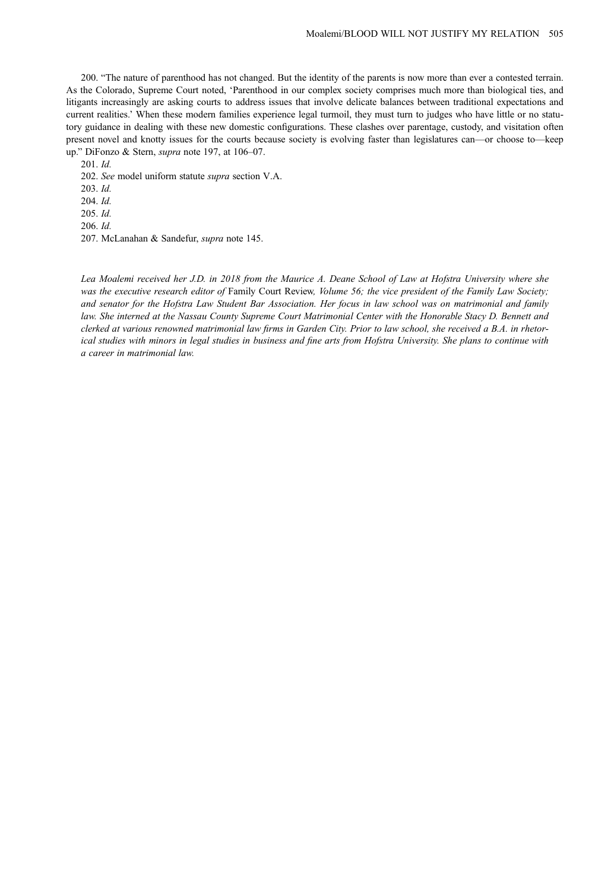200. "The nature of parenthood has not changed. But the identity of the parents is now more than ever a contested terrain. As the Colorado, Supreme Court noted, 'Parenthood in our complex society comprises much more than biological ties, and litigants increasingly are asking courts to address issues that involve delicate balances between traditional expectations and current realities.' When these modern families experience legal turmoil, they must turn to judges who have little or no statutory guidance in dealing with these new domestic configurations. These clashes over parentage, custody, and visitation often present novel and knotty issues for the courts because society is evolving faster than legislatures can—or choose to—keep up." DiFonzo & Stern, *supra* note 197, at 106–07.

201. *Id.*

202. *See* model uniform statute *supra* section V.A.

203. *Id.*

204. *Id.*

205. *Id.*

206. *Id.*

207. McLanahan & Sandefur, *supra* note 145.

*Lea Moalemi received her J.D. in 2018 from the Maurice A. Deane School of Law at Hofstra University where she was the executive research editor of* Family Court Review*, Volume 56; the vice president of the Family Law Society; and senator for the Hofstra Law Student Bar Association. Her focus in law school was on matrimonial and family law. She interned at the Nassau County Supreme Court Matrimonial Center with the Honorable Stacy D. Bennett and clerked at various renowned matrimonial law firms in Garden City. Prior to law school, she received a B.A. in rhetorical studies with minors in legal studies in business and fine arts from Hofstra University. She plans to continue with a career in matrimonial law.*